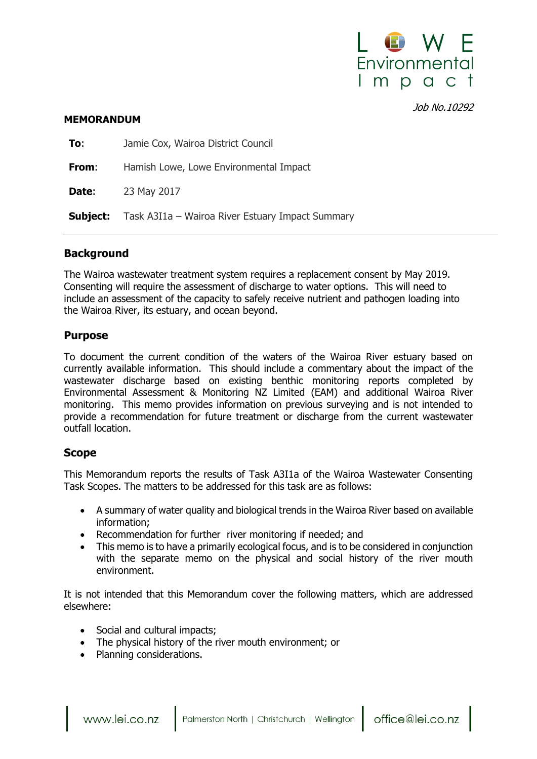*Job No.10292*

**MEMORANDUM**

| | |
|---|---|
| **To**: | Jamie Cox, Wairoa District Council |
| **From**: | Hamish Lowe, Lowe Environmental Impact |
| **Date**: | 23 May 2017 |
| **Subject:** | Task A3I1a – Wairoa River Estuary Impact Summary |

## Background

The Wairoa wastewater treatment system requires a replacement consent by May 2019. Consenting will require the assessment of discharge to water options. This will need to include an assessment of the capacity to safely receive nutrient and pathogen loading into the Wairoa River, its estuary, and ocean beyond.

## Purpose

To document the current condition of the waters of the Wairoa River estuary based on currently available information. This should include a commentary about the impact of the wastewater discharge based on existing benthic monitoring reports completed by Environmental Assessment & Monitoring NZ Limited (EAM) and additional Wairoa River monitoring. This memo provides information on previous surveying and is not intended to provide a recommendation for future treatment or discharge from the current wastewater outfall location.

## Scope

This Memorandum reports the results of Task A3I1a of the Wairoa Wastewater Consenting Task Scopes. The matters to be addressed for this task are as follows:

- A summary of water quality and biological trends in the Wairoa River based on available information;
- Recommendation for further river monitoring if needed; and
- This memo is to have a primarily ecological focus, and is to be considered in conjunction with the separate memo on the physical and social history of the river mouth environment.

It is not intended that this Memorandum cover the following matters, which are addressed elsewhere:

- Social and cultural impacts;
- The physical history of the river mouth environment; or
- Planning considerations.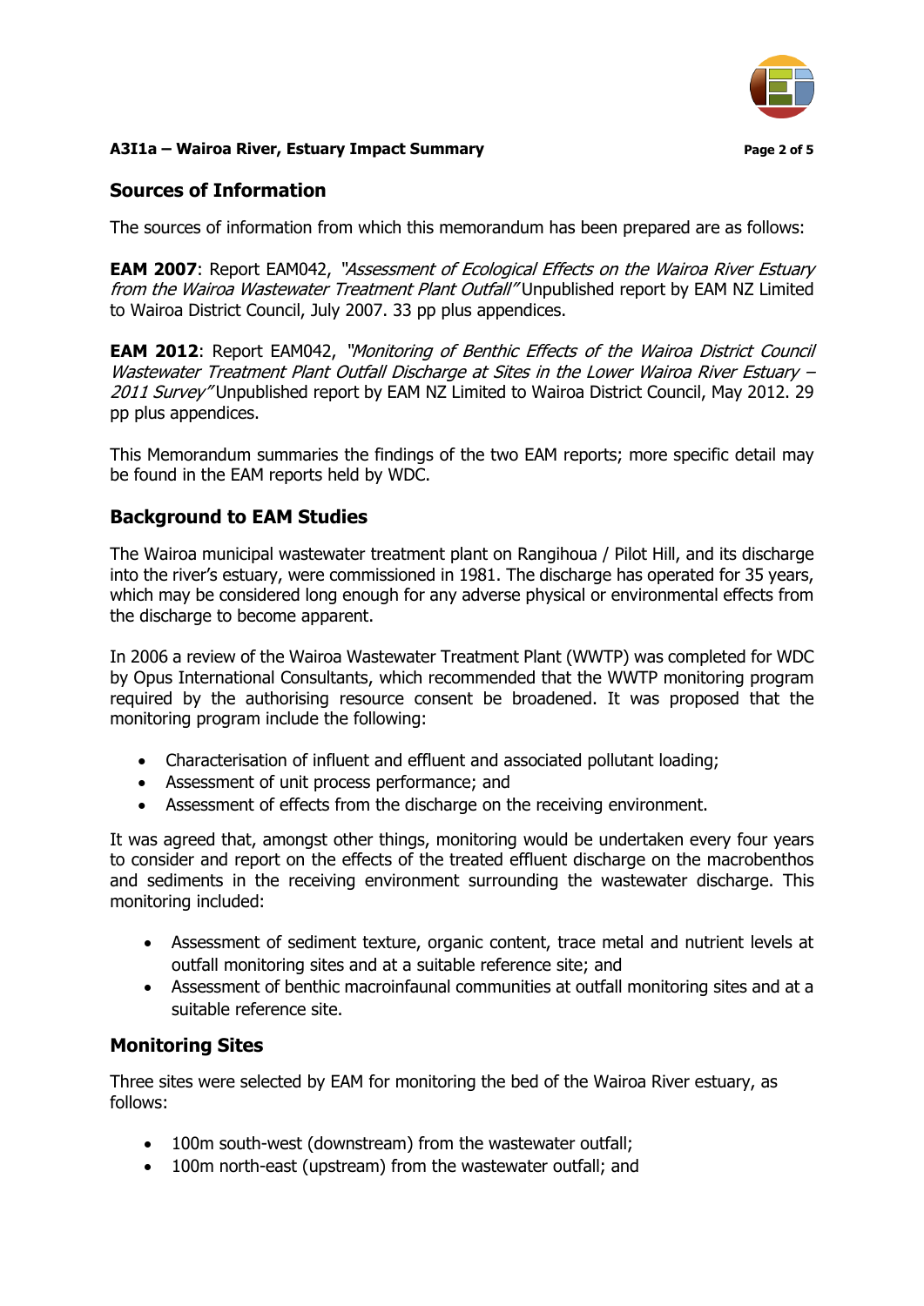## Sources of Information

The sources of information from which this memorandum has been prepared are as follows:

**EAM 2007**: Report EAM042, *"Assessment of Ecological Effects on the Wairoa River Estuary from the Wairoa Wastewater Treatment Plant Outfall"* Unpublished report by EAM NZ Limited to Wairoa District Council, July 2007. 33 pp plus appendices.

**EAM 2012**: Report EAM042, *"Monitoring of Benthic Effects of the Wairoa District Council Wastewater Treatment Plant Outfall Discharge at Sites in the Lower Wairoa River Estuary – 2011 Survey"* Unpublished report by EAM NZ Limited to Wairoa District Council, May 2012. 29 pp plus appendices.

This Memorandum summaries the findings of the two EAM reports; more specific detail may be found in the EAM reports held by WDC.

## Background to EAM Studies

The Wairoa municipal wastewater treatment plant on Rangihoua / Pilot Hill, and its discharge into the river's estuary, were commissioned in 1981. The discharge has operated for 35 years, which may be considered long enough for any adverse physical or environmental effects from the discharge to become apparent.

In 2006 a review of the Wairoa Wastewater Treatment Plant (WWTP) was completed for WDC by Opus International Consultants, which recommended that the WWTP monitoring program required by the authorising resource consent be broadened. It was proposed that the monitoring program include the following:

- Characterisation of influent and effluent and associated pollutant loading;
- Assessment of unit process performance; and
- Assessment of effects from the discharge on the receiving environment.

It was agreed that, amongst other things, monitoring would be undertaken every four years to consider and report on the effects of the treated effluent discharge on the macrobenthos and sediments in the receiving environment surrounding the wastewater discharge. This monitoring included:

- Assessment of sediment texture, organic content, trace metal and nutrient levels at outfall monitoring sites and at a suitable reference site; and
- Assessment of benthic macroinfaunal communities at outfall monitoring sites and at a suitable reference site.

## Monitoring Sites

Three sites were selected by EAM for monitoring the bed of the Wairoa River estuary, as follows:

- 100m south-west (downstream) from the wastewater outfall;
- 100m north-east (upstream) from the wastewater outfall; and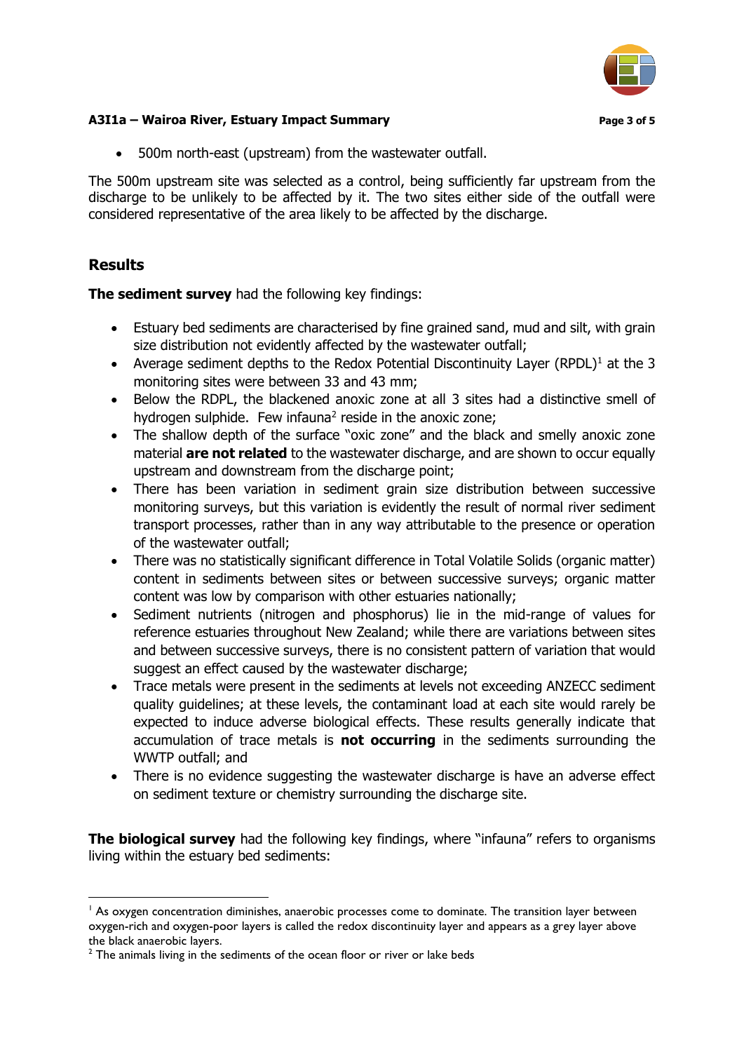- 500m north-east (upstream) from the wastewater outfall.

The 500m upstream site was selected as a control, being sufficiently far upstream from the discharge to be unlikely to be affected by it. The two sites either side of the outfall were considered representative of the area likely to be affected by the discharge.

## Results

**The sediment survey** had the following key findings:

- Estuary bed sediments are characterised by fine grained sand, mud and silt, with grain size distribution not evidently affected by the wastewater outfall;
- Average sediment depths to the Redox Potential Discontinuity Layer (RPDL)[1] at the 3 monitoring sites were between 33 and 43 mm;
- Below the RDPL, the blackened anoxic zone at all 3 sites had a distinctive smell of hydrogen sulphide. Few infauna[2] reside in the anoxic zone;
- The shallow depth of the surface "oxic zone" and the black and smelly anoxic zone material **are not related** to the wastewater discharge, and are shown to occur equally upstream and downstream from the discharge point;
- There has been variation in sediment grain size distribution between successive monitoring surveys, but this variation is evidently the result of normal river sediment transport processes, rather than in any way attributable to the presence or operation of the wastewater outfall;
- There was no statistically significant difference in Total Volatile Solids (organic matter) content in sediments between sites or between successive surveys; organic matter content was low by comparison with other estuaries nationally;
- Sediment nutrients (nitrogen and phosphorus) lie in the mid-range of values for reference estuaries throughout New Zealand; while there are variations between sites and between successive surveys, there is no consistent pattern of variation that would suggest an effect caused by the wastewater discharge;
- Trace metals were present in the sediments at levels not exceeding ANZECC sediment quality guidelines; at these levels, the contaminant load at each site would rarely be expected to induce adverse biological effects. These results generally indicate that accumulation of trace metals is **not occurring** in the sediments surrounding the WWTP outfall; and
- There is no evidence suggesting the wastewater discharge is have an adverse effect on sediment texture or chemistry surrounding the discharge site.

**The biological survey** had the following key findings, where "infauna" refers to organisms living within the estuary bed sediments:

---

[1] As oxygen concentration diminishes, anaerobic processes come to dominate. The transition layer between oxygen-rich and oxygen-poor layers is called the redox discontinuity layer and appears as a grey layer above the black anaerobic layers.

[2] The animals living in the sediments of the ocean floor or river or lake beds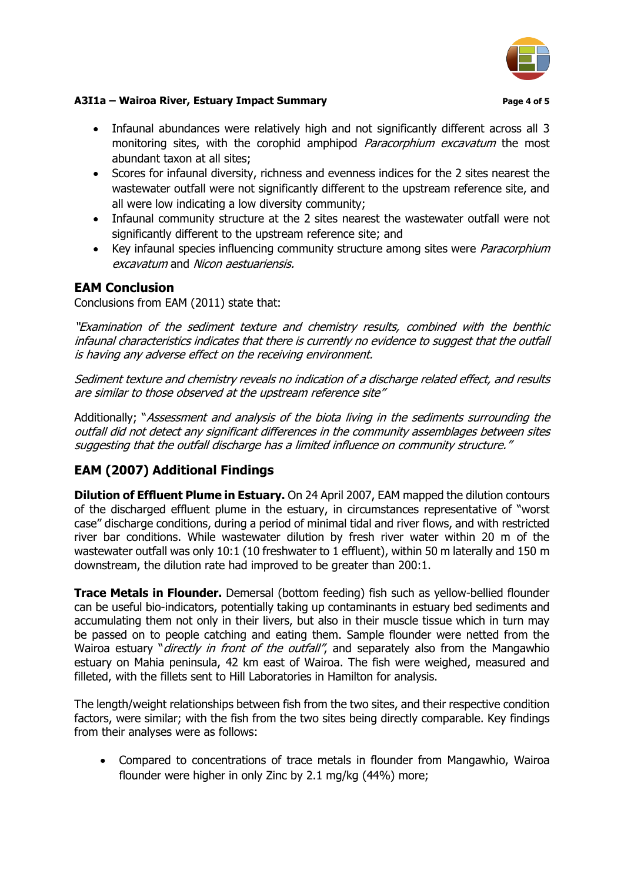- Infaunal abundances were relatively high and not significantly different across all 3 monitoring sites, with the corophid amphipod *Paracorphium excavatum* the most abundant taxon at all sites;
- Scores for infaunal diversity, richness and evenness indices for the 2 sites nearest the wastewater outfall were not significantly different to the upstream reference site, and all were low indicating a low diversity community;
- Infaunal community structure at the 2 sites nearest the wastewater outfall were not significantly different to the upstream reference site; and
- Key infaunal species influencing community structure among sites were *Paracorphium excavatum* and *Nicon aestuariensis.*

## EAM Conclusion

Conclusions from EAM (2011) state that:

*"Examination of the sediment texture and chemistry results, combined with the benthic infaunal characteristics indicates that there is currently no evidence to suggest that the outfall is having any adverse effect on the receiving environment.*

*Sediment texture and chemistry reveals no indication of a discharge related effect, and results are similar to those observed at the upstream reference site"*

Additionally; "*Assessment and analysis of the biota living in the sediments surrounding the outfall did not detect any significant differences in the community assemblages between sites suggesting that the outfall discharge has a limited influence on community structure."*

## EAM (2007) Additional Findings

**Dilution of Effluent Plume in Estuary.** On 24 April 2007, EAM mapped the dilution contours of the discharged effluent plume in the estuary, in circumstances representative of "worst case" discharge conditions, during a period of minimal tidal and river flows, and with restricted river bar conditions. While wastewater dilution by fresh river water within 20 m of the wastewater outfall was only 10:1 (10 freshwater to 1 effluent), within 50 m laterally and 150 m downstream, the dilution rate had improved to be greater than 200:1.

**Trace Metals in Flounder.** Demersal (bottom feeding) fish such as yellow-bellied flounder can be useful bio-indicators, potentially taking up contaminants in estuary bed sediments and accumulating them not only in their livers, but also in their muscle tissue which in turn may be passed on to people catching and eating them. Sample flounder were netted from the Wairoa estuary "*directly in front of the outfall"*, and separately also from the Mangawhio estuary on Mahia peninsula, 42 km east of Wairoa. The fish were weighed, measured and filleted, with the fillets sent to Hill Laboratories in Hamilton for analysis.

The length/weight relationships between fish from the two sites, and their respective condition factors, were similar; with the fish from the two sites being directly comparable. Key findings from their analyses were as follows:

- Compared to concentrations of trace metals in flounder from Mangawhio, Wairoa flounder were higher in only Zinc by 2.1 mg/kg (44%) more;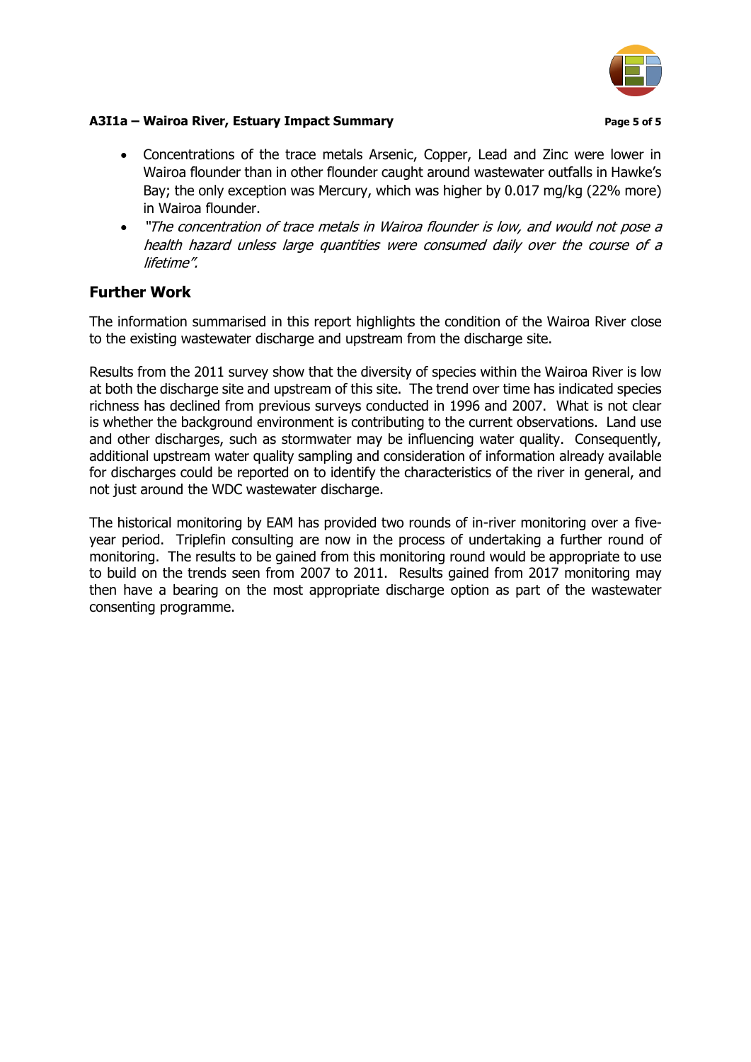- Concentrations of the trace metals Arsenic, Copper, Lead and Zinc were lower in Wairoa flounder than in other flounder caught around wastewater outfalls in Hawke's Bay; the only exception was Mercury, which was higher by 0.017 mg/kg (22% more) in Wairoa flounder.
- *"The concentration of trace metals in Wairoa flounder is low, and would not pose a health hazard unless large quantities were consumed daily over the course of a lifetime".*

## Further Work

The information summarised in this report highlights the condition of the Wairoa River close to the existing wastewater discharge and upstream from the discharge site.

Results from the 2011 survey show that the diversity of species within the Wairoa River is low at both the discharge site and upstream of this site. The trend over time has indicated species richness has declined from previous surveys conducted in 1996 and 2007. What is not clear is whether the background environment is contributing to the current observations. Land use and other discharges, such as stormwater may be influencing water quality. Consequently, additional upstream water quality sampling and consideration of information already available for discharges could be reported on to identify the characteristics of the river in general, and not just around the WDC wastewater discharge.

The historical monitoring by EAM has provided two rounds of in-river monitoring over a five-year period. Triplefin consulting are now in the process of undertaking a further round of monitoring. The results to be gained from this monitoring round would be appropriate to use to build on the trends seen from 2007 to 2011. Results gained from 2017 monitoring may then have a bearing on the most appropriate discharge option as part of the wastewater consenting programme.